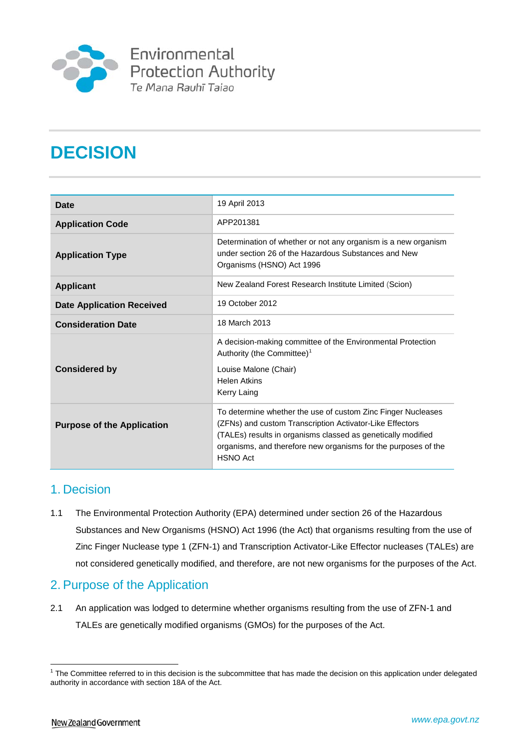Environmental Protection Authority
Te Mana Rauhī Taiao

# DECISION

| | |
|---|---|
| **Date** | 19 April 2013 |
| **Application Code** | APP201381 |
| **Application Type** | Determination of whether or not any organism is a new organism under section 26 of the Hazardous Substances and New Organisms (HSNO) Act 1996 |
| **Applicant** | New Zealand Forest Research Institute Limited (Scion) |
| **Date Application Received** | 19 October 2012 |
| **Consideration Date** | 18 March 2013 |
| **Considered by** | A decision-making committee of the Environmental Protection Authority (the Committee)[1]<br><br>Louise Malone (Chair)<br>Helen Atkins<br>Kerry Laing |
| **Purpose of the Application** | To determine whether the use of custom Zinc Finger Nucleases (ZFNs) and custom Transcription Activator-Like Effectors (TALEs) results in organisms classed as genetically modified organisms, and therefore new organisms for the purposes of the HSNO Act |

## 1. Decision

1.1 The Environmental Protection Authority (EPA) determined under section 26 of the Hazardous Substances and New Organisms (HSNO) Act 1996 (the Act) that organisms resulting from the use of Zinc Finger Nuclease type 1 (ZFN-1) and Transcription Activator-Like Effector nucleases (TALEs) are not considered genetically modified, and therefore, are not new organisms for the purposes of the Act.

## 2. Purpose of the Application

2.1 An application was lodged to determine whether organisms resulting from the use of ZFN-1 and TALEs are genetically modified organisms (GMOs) for the purposes of the Act.

[1] The Committee referred to in this decision is the subcommittee that has made the decision on this application under delegated authority in accordance with section 18A of the Act.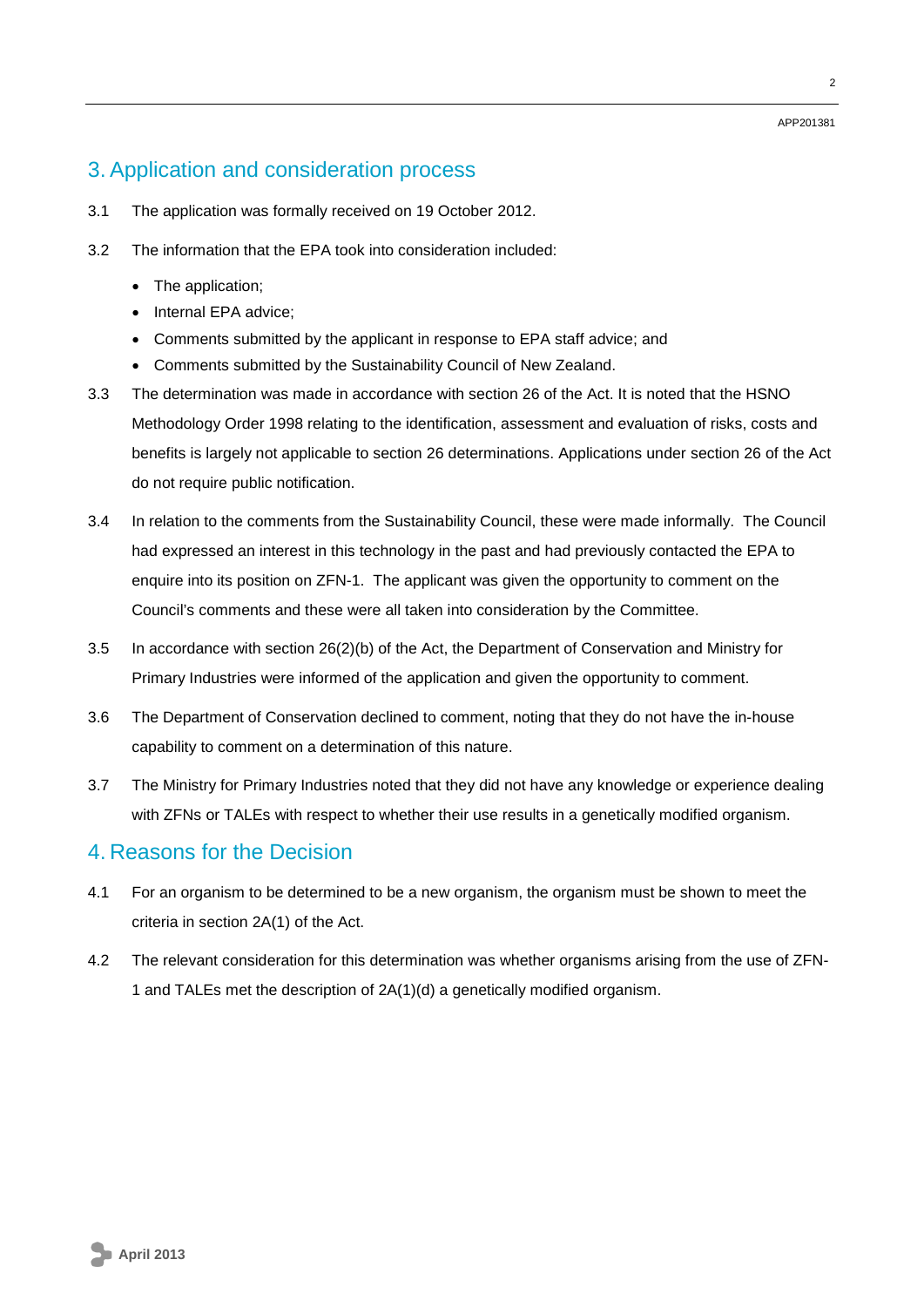## 3. Application and consideration process

3.1 The application was formally received on 19 October 2012.

3.2 The information that the EPA took into consideration included:

- The application;
- Internal EPA advice;
- Comments submitted by the applicant in response to EPA staff advice; and
- Comments submitted by the Sustainability Council of New Zealand.

3.3 The determination was made in accordance with section 26 of the Act. It is noted that the HSNO Methodology Order 1998 relating to the identification, assessment and evaluation of risks, costs and benefits is largely not applicable to section 26 determinations. Applications under section 26 of the Act do not require public notification.

3.4 In relation to the comments from the Sustainability Council, these were made informally. The Council had expressed an interest in this technology in the past and had previously contacted the EPA to enquire into its position on ZFN-1. The applicant was given the opportunity to comment on the Council's comments and these were all taken into consideration by the Committee.

3.5 In accordance with section 26(2)(b) of the Act, the Department of Conservation and Ministry for Primary Industries were informed of the application and given the opportunity to comment.

3.6 The Department of Conservation declined to comment, noting that they do not have the in-house capability to comment on a determination of this nature.

3.7 The Ministry for Primary Industries noted that they did not have any knowledge or experience dealing with ZFNs or TALEs with respect to whether their use results in a genetically modified organism.

## 4. Reasons for the Decision

4.1 For an organism to be determined to be a new organism, the organism must be shown to meet the criteria in section 2A(1) of the Act.

4.2 The relevant consideration for this determination was whether organisms arising from the use of ZFN-1 and TALEs met the description of 2A(1)(d) a genetically modified organism.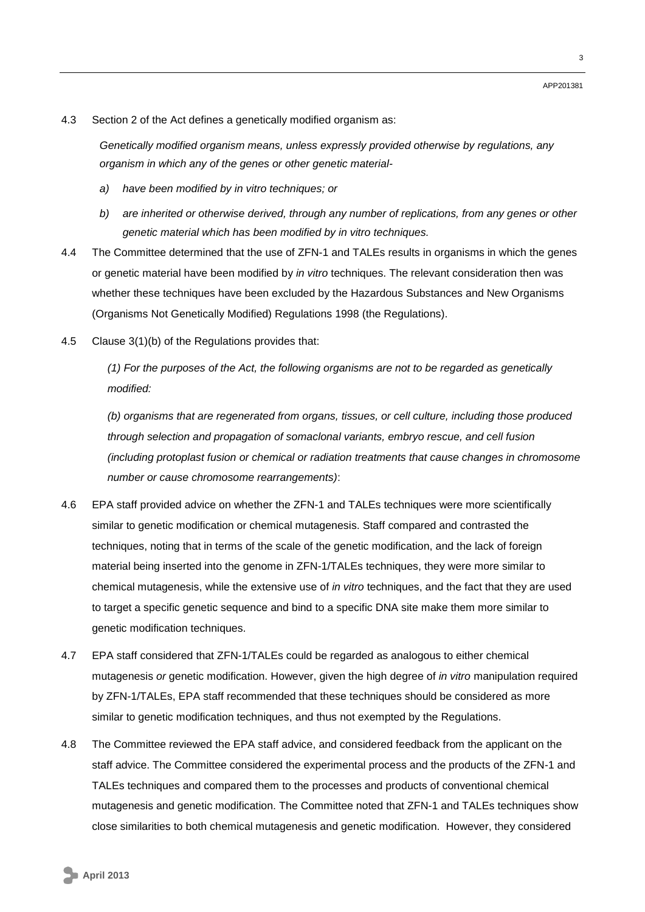4.3 Section 2 of the Act defines a genetically modified organism as:

*Genetically modified organism means, unless expressly provided otherwise by regulations, any organism in which any of the genes or other genetic material-*

*a) have been modified by in vitro techniques; or*

*b) are inherited or otherwise derived, through any number of replications, from any genes or other genetic material which has been modified by in vitro techniques.*

4.4 The Committee determined that the use of ZFN-1 and TALEs results in organisms in which the genes or genetic material have been modified by *in vitro* techniques. The relevant consideration then was whether these techniques have been excluded by the Hazardous Substances and New Organisms (Organisms Not Genetically Modified) Regulations 1998 (the Regulations).

4.5 Clause 3(1)(b) of the Regulations provides that:

*(1) For the purposes of the Act, the following organisms are not to be regarded as genetically modified:*

*(b) organisms that are regenerated from organs, tissues, or cell culture, including those produced through selection and propagation of somaclonal variants, embryo rescue, and cell fusion (including protoplast fusion or chemical or radiation treatments that cause changes in chromosome number or cause chromosome rearrangements)*:

4.6 EPA staff provided advice on whether the ZFN-1 and TALEs techniques were more scientifically similar to genetic modification or chemical mutagenesis. Staff compared and contrasted the techniques, noting that in terms of the scale of the genetic modification, and the lack of foreign material being inserted into the genome in ZFN-1/TALEs techniques, they were more similar to chemical mutagenesis, while the extensive use of *in vitro* techniques, and the fact that they are used to target a specific genetic sequence and bind to a specific DNA site make them more similar to genetic modification techniques.

4.7 EPA staff considered that ZFN-1/TALEs could be regarded as analogous to either chemical mutagenesis *or* genetic modification. However, given the high degree of *in vitro* manipulation required by ZFN-1/TALEs, EPA staff recommended that these techniques should be considered as more similar to genetic modification techniques, and thus not exempted by the Regulations.

4.8 The Committee reviewed the EPA staff advice, and considered feedback from the applicant on the staff advice. The Committee considered the experimental process and the products of the ZFN-1 and TALEs techniques and compared them to the processes and products of conventional chemical mutagenesis and genetic modification. The Committee noted that ZFN-1 and TALEs techniques show close similarities to both chemical mutagenesis and genetic modification. However, they considered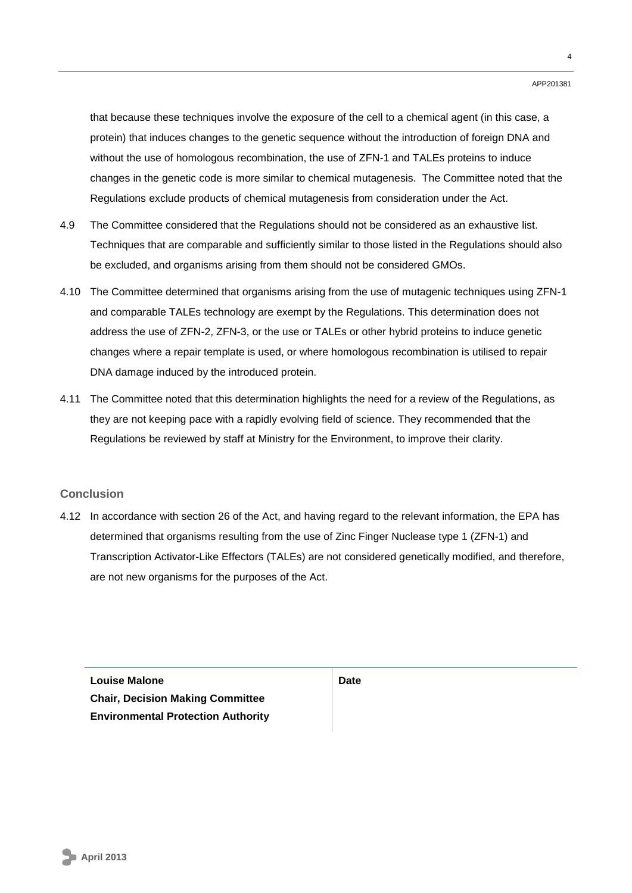that because these techniques involve the exposure of the cell to a chemical agent (in this case, a protein) that induces changes to the genetic sequence without the introduction of foreign DNA and without the use of homologous recombination, the use of ZFN-1 and TALEs proteins to induce changes in the genetic code is more similar to chemical mutagenesis. The Committee noted that the Regulations exclude products of chemical mutagenesis from consideration under the Act.

4.9 The Committee considered that the Regulations should not be considered as an exhaustive list. Techniques that are comparable and sufficiently similar to those listed in the Regulations should also be excluded, and organisms arising from them should not be considered GMOs.

4.10 The Committee determined that organisms arising from the use of mutagenic techniques using ZFN-1 and comparable TALEs technology are exempt by the Regulations. This determination does not address the use of ZFN-2, ZFN-3, or the use or TALEs or other hybrid proteins to induce genetic changes where a repair template is used, or where homologous recombination is utilised to repair DNA damage induced by the introduced protein.

4.11 The Committee noted that this determination highlights the need for a review of the Regulations, as they are not keeping pace with a rapidly evolving field of science. They recommended that the Regulations be reviewed by staff at Ministry for the Environment, to improve their clarity.

## Conclusion

4.12 In accordance with section 26 of the Act, and having regard to the relevant information, the EPA has determined that organisms resulting from the use of Zinc Finger Nuclease type 1 (ZFN-1) and Transcription Activator-Like Effectors (TALEs) are not considered genetically modified, and therefore, are not new organisms for the purposes of the Act.

| | |
|---|---|
| **Louise Malone**<br>**Chair, Decision Making Committee**<br>**Environmental Protection Authority** | **Date** |